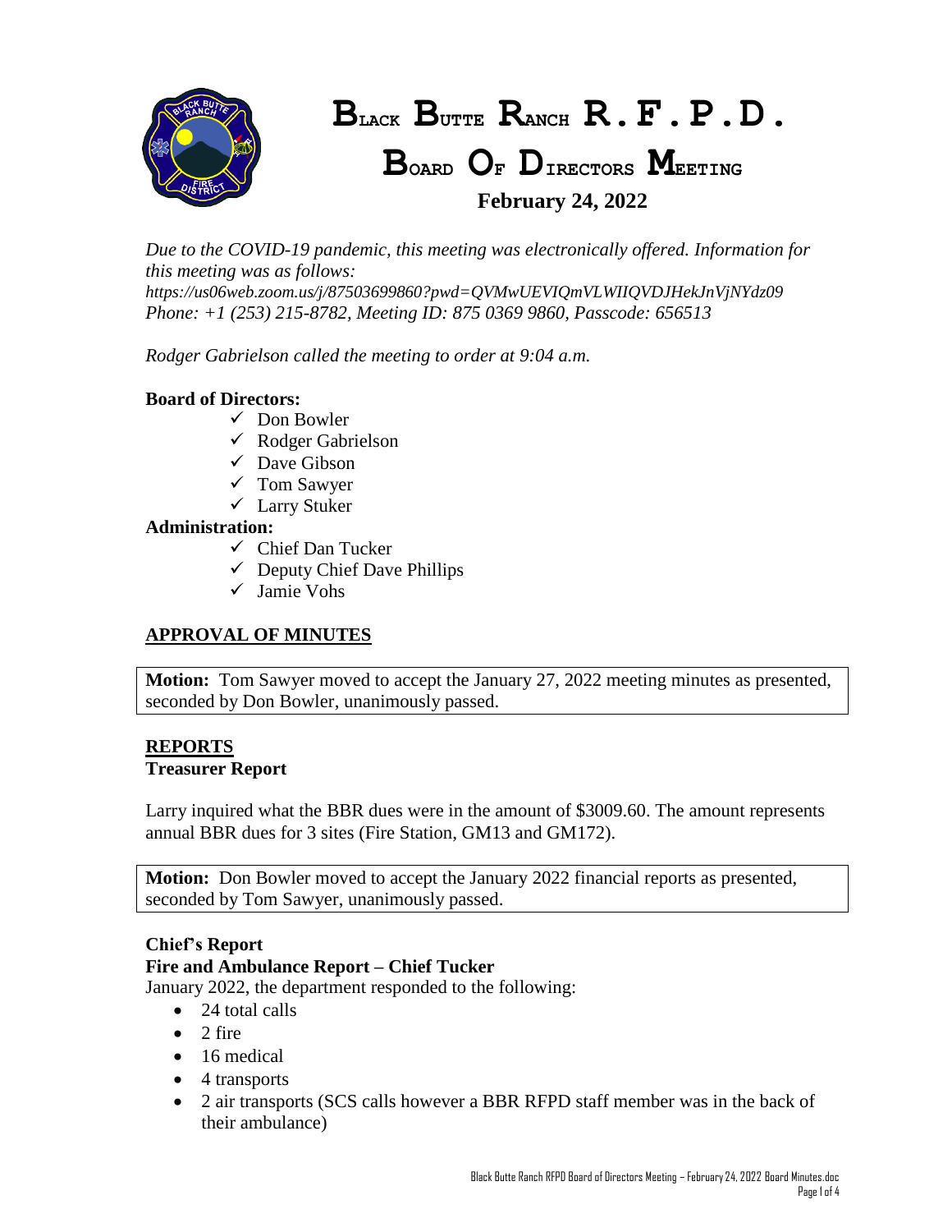# Black Butte Ranch R.F.P.D.

## Board Of Directors Meeting

### February 24, 2022

*Due to the COVID-19 pandemic, this meeting was electronically offered. Information for this meeting was as follows:*
*https://us06web.zoom.us/j/87503699860?pwd=QVMwUEVIQmVLWIIQVDJHekJnVjNYdz09*
*Phone: +1 (253) 215-8782, Meeting ID: 875 0369 9860, Passcode: 656513*

*Rodger Gabrielson called the meeting to order at 9:04 a.m.*

**Board of Directors:**

- ✓ Don Bowler
- ✓ Rodger Gabrielson
- ✓ Dave Gibson
- ✓ Tom Sawyer
- ✓ Larry Stuker

**Administration:**

- ✓ Chief Dan Tucker
- ✓ Deputy Chief Dave Phillips
- ✓ Jamie Vohs

## APPROVAL OF MINUTES

**Motion:** Tom Sawyer moved to accept the January 27, 2022 meeting minutes as presented, seconded by Don Bowler, unanimously passed.

## REPORTS

### Treasurer Report

Larry inquired what the BBR dues were in the amount of $3009.60. The amount represents annual BBR dues for 3 sites (Fire Station, GM13 and GM172).

**Motion:** Don Bowler moved to accept the January 2022 financial reports as presented, seconded by Tom Sawyer, unanimously passed.

### Chief's Report

**Fire and Ambulance Report – Chief Tucker**

January 2022, the department responded to the following:

- 24 total calls
- 2 fire
- 16 medical
- 4 transports
- 2 air transports (SCS calls however a BBR RFPD staff member was in the back of their ambulance)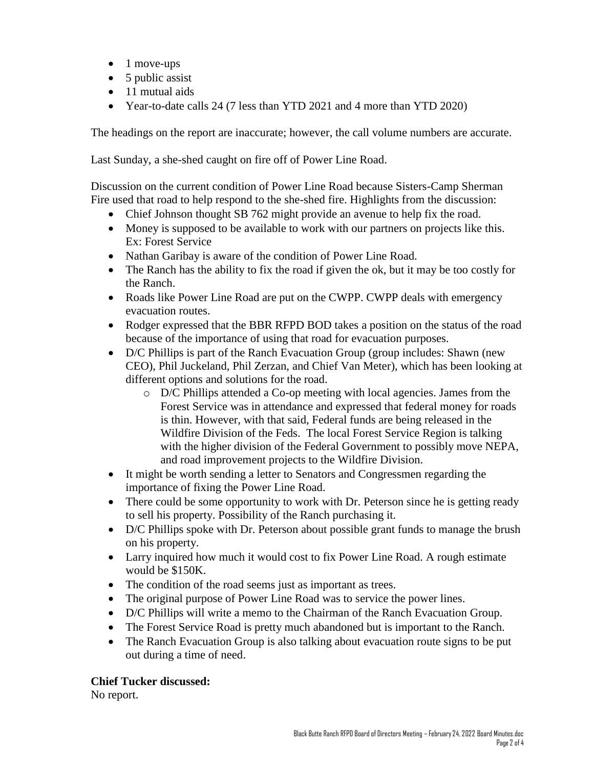- 1 move-ups
- 5 public assist
- 11 mutual aids
- Year-to-date calls 24 (7 less than YTD 2021 and 4 more than YTD 2020)

The headings on the report are inaccurate; however, the call volume numbers are accurate.

Last Sunday, a she-shed caught on fire off of Power Line Road.

Discussion on the current condition of Power Line Road because Sisters-Camp Sherman Fire used that road to help respond to the she-shed fire. Highlights from the discussion:

- Chief Johnson thought SB 762 might provide an avenue to help fix the road.
- Money is supposed to be available to work with our partners on projects like this. Ex: Forest Service
- Nathan Garibay is aware of the condition of Power Line Road.
- The Ranch has the ability to fix the road if given the ok, but it may be too costly for the Ranch.
- Roads like Power Line Road are put on the CWPP. CWPP deals with emergency evacuation routes.
- Rodger expressed that the BBR RFPD BOD takes a position on the status of the road because of the importance of using that road for evacuation purposes.
- D/C Phillips is part of the Ranch Evacuation Group (group includes: Shawn (new CEO), Phil Juckeland, Phil Zerzan, and Chief Van Meter), which has been looking at different options and solutions for the road.
  - D/C Phillips attended a Co-op meeting with local agencies. James from the Forest Service was in attendance and expressed that federal money for roads is thin. However, with that said, Federal funds are being released in the Wildfire Division of the Feds. The local Forest Service Region is talking with the higher division of the Federal Government to possibly move NEPA, and road improvement projects to the Wildfire Division.
- It might be worth sending a letter to Senators and Congressmen regarding the importance of fixing the Power Line Road.
- There could be some opportunity to work with Dr. Peterson since he is getting ready to sell his property. Possibility of the Ranch purchasing it.
- D/C Phillips spoke with Dr. Peterson about possible grant funds to manage the brush on his property.
- Larry inquired how much it would cost to fix Power Line Road. A rough estimate would be $150K.
- The condition of the road seems just as important as trees.
- The original purpose of Power Line Road was to service the power lines.
- D/C Phillips will write a memo to the Chairman of the Ranch Evacuation Group.
- The Forest Service Road is pretty much abandoned but is important to the Ranch.
- The Ranch Evacuation Group is also talking about evacuation route signs to be put out during a time of need.

**Chief Tucker discussed:**

No report.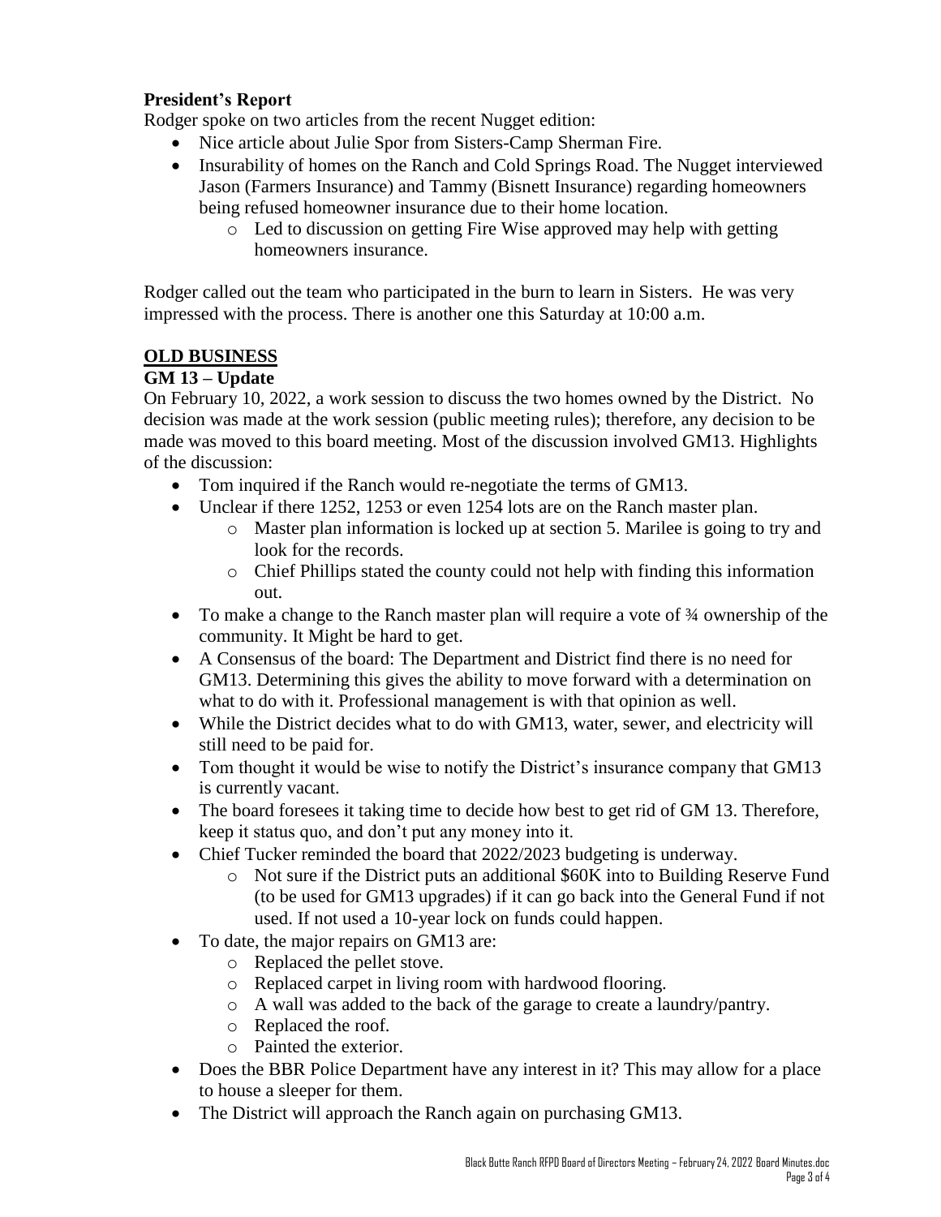**President's Report**

Rodger spoke on two articles from the recent Nugget edition:

- Nice article about Julie Spor from Sisters-Camp Sherman Fire.
- Insurability of homes on the Ranch and Cold Springs Road. The Nugget interviewed Jason (Farmers Insurance) and Tammy (Bisnett Insurance) regarding homeowners being refused homeowner insurance due to their home location.
  - Led to discussion on getting Fire Wise approved may help with getting homeowners insurance.

Rodger called out the team who participated in the burn to learn in Sisters. He was very impressed with the process. There is another one this Saturday at 10:00 a.m.

## OLD BUSINESS

**GM 13 – Update**

On February 10, 2022, a work session to discuss the two homes owned by the District. No decision was made at the work session (public meeting rules); therefore, any decision to be made was moved to this board meeting. Most of the discussion involved GM13. Highlights of the discussion:

- Tom inquired if the Ranch would re-negotiate the terms of GM13.
- Unclear if there 1252, 1253 or even 1254 lots are on the Ranch master plan.
  - Master plan information is locked up at section 5. Marilee is going to try and look for the records.
  - Chief Phillips stated the county could not help with finding this information out.
- To make a change to the Ranch master plan will require a vote of ¾ ownership of the community. It Might be hard to get.
- A Consensus of the board: The Department and District find there is no need for GM13. Determining this gives the ability to move forward with a determination on what to do with it. Professional management is with that opinion as well.
- While the District decides what to do with GM13, water, sewer, and electricity will still need to be paid for.
- Tom thought it would be wise to notify the District's insurance company that GM13 is currently vacant.
- The board foresees it taking time to decide how best to get rid of GM 13. Therefore, keep it status quo, and don't put any money into it.
- Chief Tucker reminded the board that 2022/2023 budgeting is underway.
  - Not sure if the District puts an additional $60K into to Building Reserve Fund (to be used for GM13 upgrades) if it can go back into the General Fund if not used. If not used a 10-year lock on funds could happen.
- To date, the major repairs on GM13 are:
  - Replaced the pellet stove.
  - Replaced carpet in living room with hardwood flooring.
  - A wall was added to the back of the garage to create a laundry/pantry.
  - Replaced the roof.
  - Painted the exterior.
- Does the BBR Police Department have any interest in it? This may allow for a place to house a sleeper for them.
- The District will approach the Ranch again on purchasing GM13.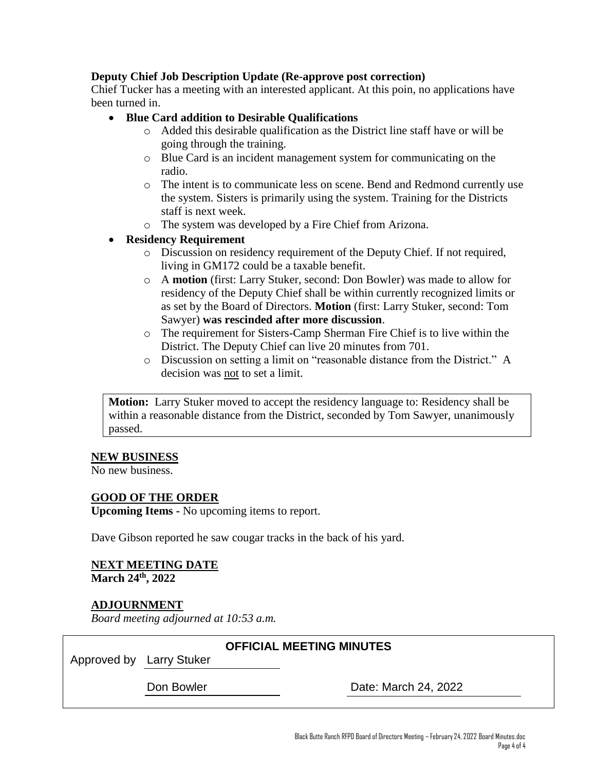**Deputy Chief Job Description Update (Re-approve post correction)**

Chief Tucker has a meeting with an interested applicant. At this poin, no applications have been turned in.

- **Blue Card addition to Desirable Qualifications**
    - Added this desirable qualification as the District line staff have or will be going through the training.
    - Blue Card is an incident management system for communicating on the radio.
    - The intent is to communicate less on scene. Bend and Redmond currently use the system. Sisters is primarily using the system. Training for the Districts staff is next week.
    - The system was developed by a Fire Chief from Arizona.
- **Residency Requirement**
    - Discussion on residency requirement of the Deputy Chief. If not required, living in GM172 could be a taxable benefit.
    - A **motion** (first: Larry Stuker, second: Don Bowler) was made to allow for residency of the Deputy Chief shall be within currently recognized limits or as set by the Board of Directors. **Motion** (first: Larry Stuker, second: Tom Sawyer) **was rescinded after more discussion**.
    - The requirement for Sisters-Camp Sherman Fire Chief is to live within the District. The Deputy Chief can live 20 minutes from 701.
    - Discussion on setting a limit on "reasonable distance from the District." A decision was not to set a limit.

**Motion:** Larry Stuker moved to accept the residency language to: Residency shall be within a reasonable distance from the District, seconded by Tom Sawyer, unanimously passed.

## NEW BUSINESS

No new business.

## GOOD OF THE ORDER

**Upcoming Items** - No upcoming items to report.

Dave Gibson reported he saw cougar tracks in the back of his yard.

## NEXT MEETING DATE

**March 24th, 2022**

## ADJOURNMENT

*Board meeting adjourned at 10:53 a.m.*

**OFFICIAL MEETING MINUTES**

Approved by Larry Stuker

Don Bowler

Date: March 24, 2022